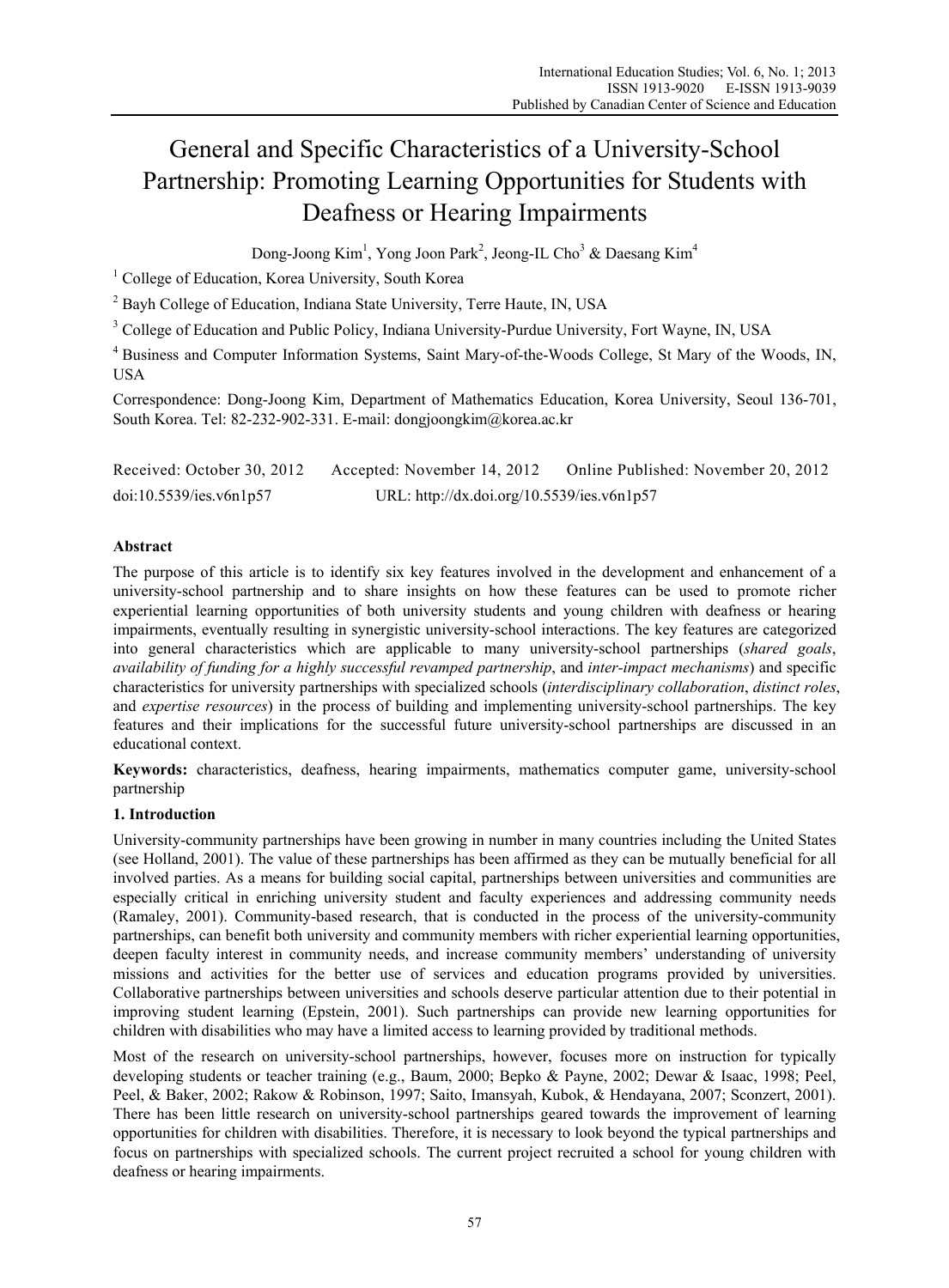# General and Specific Characteristics of a University-School Partnership: Promoting Learning Opportunities for Students with Deafness or Hearing Impairments

Dong-Joong Kim[1], Yong Joon Park[2], Jeong-IL Cho[3] & Daesang Kim[4]

[1] College of Education, Korea University, South Korea

[2] Bayh College of Education, Indiana State University, Terre Haute, IN, USA

[3] College of Education and Public Policy, Indiana University-Purdue University, Fort Wayne, IN, USA

[4] Business and Computer Information Systems, Saint Mary-of-the-Woods College, St Mary of the Woods, IN, USA

Correspondence: Dong-Joong Kim, Department of Mathematics Education, Korea University, Seoul 136-701, South Korea. Tel: 82-232-902-331. E-mail: dongjoongkim@korea.ac.kr

Received: October 30, 2012 Accepted: November 14, 2012 Online Published: November 20, 2012

doi:10.5539/ies.v6n1p57 URL: http://dx.doi.org/10.5539/ies.v6n1p57

## Abstract

The purpose of this article is to identify six key features involved in the development and enhancement of a university-school partnership and to share insights on how these features can be used to promote richer experiential learning opportunities of both university students and young children with deafness or hearing impairments, eventually resulting in synergistic university-school interactions. The key features are categorized into general characteristics which are applicable to many university-school partnerships (*shared goals*, *availability of funding for a highly successful revamped partnership*, and *inter-impact mechanisms*) and specific characteristics for university partnerships with specialized schools (*interdisciplinary collaboration*, *distinct roles*, and *expertise resources*) in the process of building and implementing university-school partnerships. The key features and their implications for the successful future university-school partnerships are discussed in an educational context.

**Keywords:** characteristics, deafness, hearing impairments, mathematics computer game, university-school partnership

## 1. Introduction

University-community partnerships have been growing in number in many countries including the United States (see Holland, 2001). The value of these partnerships has been affirmed as they can be mutually beneficial for all involved parties. As a means for building social capital, partnerships between universities and communities are especially critical in enriching university student and faculty experiences and addressing community needs (Ramaley, 2001). Community-based research, that is conducted in the process of the university-community partnerships, can benefit both university and community members with richer experiential learning opportunities, deepen faculty interest in community needs, and increase community members' understanding of university missions and activities for the better use of services and education programs provided by universities. Collaborative partnerships between universities and schools deserve particular attention due to their potential in improving student learning (Epstein, 2001). Such partnerships can provide new learning opportunities for children with disabilities who may have a limited access to learning provided by traditional methods.

Most of the research on university-school partnerships, however, focuses more on instruction for typically developing students or teacher training (e.g., Baum, 2000; Bepko & Payne, 2002; Dewar & Isaac, 1998; Peel, Peel, & Baker, 2002; Rakow & Robinson, 1997; Saito, Imansyah, Kubok, & Hendayana, 2007; Sconzert, 2001). There has been little research on university-school partnerships geared towards the improvement of learning opportunities for children with disabilities. Therefore, it is necessary to look beyond the typical partnerships and focus on partnerships with specialized schools. The current project recruited a school for young children with deafness or hearing impairments.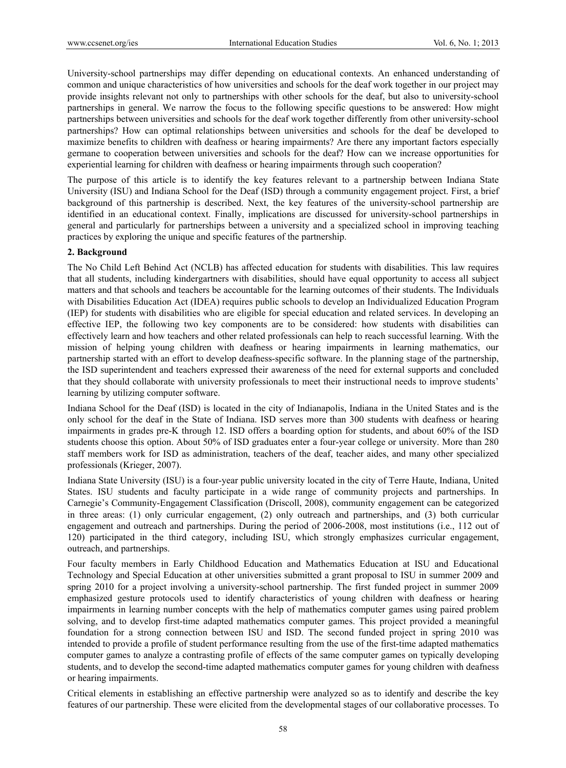University-school partnerships may differ depending on educational contexts. An enhanced understanding of common and unique characteristics of how universities and schools for the deaf work together in our project may provide insights relevant not only to partnerships with other schools for the deaf, but also to university-school partnerships in general. We narrow the focus to the following specific questions to be answered: How might partnerships between universities and schools for the deaf work together differently from other university-school partnerships? How can optimal relationships between universities and schools for the deaf be developed to maximize benefits to children with deafness or hearing impairments? Are there any important factors especially germane to cooperation between universities and schools for the deaf? How can we increase opportunities for experiential learning for children with deafness or hearing impairments through such cooperation?

The purpose of this article is to identify the key features relevant to a partnership between Indiana State University (ISU) and Indiana School for the Deaf (ISD) through a community engagement project. First, a brief background of this partnership is described. Next, the key features of the university-school partnership are identified in an educational context. Finally, implications are discussed for university-school partnerships in general and particularly for partnerships between a university and a specialized school in improving teaching practices by exploring the unique and specific features of the partnership.

## 2. Background

The No Child Left Behind Act (NCLB) has affected education for students with disabilities. This law requires that all students, including kindergartners with disabilities, should have equal opportunity to access all subject matters and that schools and teachers be accountable for the learning outcomes of their students. The Individuals with Disabilities Education Act (IDEA) requires public schools to develop an Individualized Education Program (IEP) for students with disabilities who are eligible for special education and related services. In developing an effective IEP, the following two key components are to be considered: how students with disabilities can effectively learn and how teachers and other related professionals can help to reach successful learning. With the mission of helping young children with deafness or hearing impairments in learning mathematics, our partnership started with an effort to develop deafness-specific software. In the planning stage of the partnership, the ISD superintendent and teachers expressed their awareness of the need for external supports and concluded that they should collaborate with university professionals to meet their instructional needs to improve students' learning by utilizing computer software.

Indiana School for the Deaf (ISD) is located in the city of Indianapolis, Indiana in the United States and is the only school for the deaf in the State of Indiana. ISD serves more than 300 students with deafness or hearing impairments in grades pre-K through 12. ISD offers a boarding option for students, and about 60% of the ISD students choose this option. About 50% of ISD graduates enter a four-year college or university. More than 280 staff members work for ISD as administration, teachers of the deaf, teacher aides, and many other specialized professionals (Krieger, 2007).

Indiana State University (ISU) is a four-year public university located in the city of Terre Haute, Indiana, United States. ISU students and faculty participate in a wide range of community projects and partnerships. In Carnegie's Community-Engagement Classification (Driscoll, 2008), community engagement can be categorized in three areas: (1) only curricular engagement, (2) only outreach and partnerships, and (3) both curricular engagement and outreach and partnerships. During the period of 2006-2008, most institutions (i.e., 112 out of 120) participated in the third category, including ISU, which strongly emphasizes curricular engagement, outreach, and partnerships.

Four faculty members in Early Childhood Education and Mathematics Education at ISU and Educational Technology and Special Education at other universities submitted a grant proposal to ISU in summer 2009 and spring 2010 for a project involving a university-school partnership. The first funded project in summer 2009 emphasized gesture protocols used to identify characteristics of young children with deafness or hearing impairments in learning number concepts with the help of mathematics computer games using paired problem solving, and to develop first-time adapted mathematics computer games. This project provided a meaningful foundation for a strong connection between ISU and ISD. The second funded project in spring 2010 was intended to provide a profile of student performance resulting from the use of the first-time adapted mathematics computer games to analyze a contrasting profile of effects of the same computer games on typically developing students, and to develop the second-time adapted mathematics computer games for young children with deafness or hearing impairments.

Critical elements in establishing an effective partnership were analyzed so as to identify and describe the key features of our partnership. These were elicited from the developmental stages of our collaborative processes. To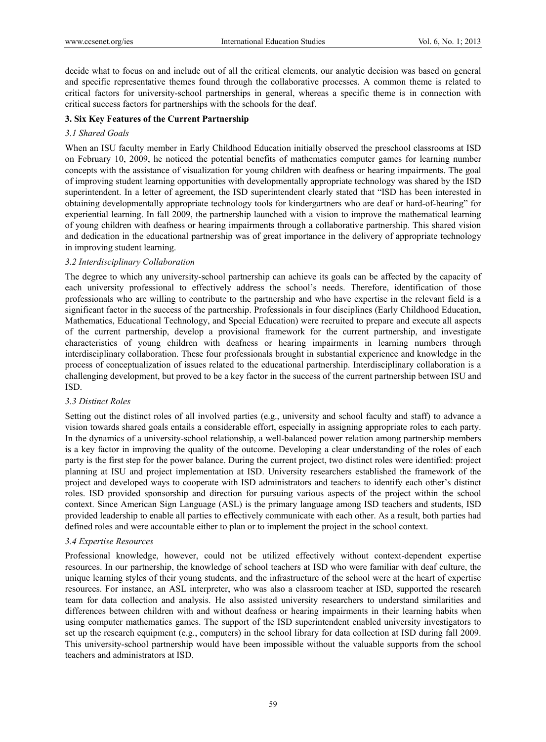decide what to focus on and include out of all the critical elements, our analytic decision was based on general and specific representative themes found through the collaborative processes. A common theme is related to critical factors for university-school partnerships in general, whereas a specific theme is in connection with critical success factors for partnerships with the schools for the deaf.

## 3. Six Key Features of the Current Partnership

### *3.1 Shared Goals*

When an ISU faculty member in Early Childhood Education initially observed the preschool classrooms at ISD on February 10, 2009, he noticed the potential benefits of mathematics computer games for learning number concepts with the assistance of visualization for young children with deafness or hearing impairments. The goal of improving student learning opportunities with developmentally appropriate technology was shared by the ISD superintendent. In a letter of agreement, the ISD superintendent clearly stated that "ISD has been interested in obtaining developmentally appropriate technology tools for kindergartners who are deaf or hard-of-hearing" for experiential learning. In fall 2009, the partnership launched with a vision to improve the mathematical learning of young children with deafness or hearing impairments through a collaborative partnership. This shared vision and dedication in the educational partnership was of great importance in the delivery of appropriate technology in improving student learning.

### *3.2 Interdisciplinary Collaboration*

The degree to which any university-school partnership can achieve its goals can be affected by the capacity of each university professional to effectively address the school's needs. Therefore, identification of those professionals who are willing to contribute to the partnership and who have expertise in the relevant field is a significant factor in the success of the partnership. Professionals in four disciplines (Early Childhood Education, Mathematics, Educational Technology, and Special Education) were recruited to prepare and execute all aspects of the current partnership, develop a provisional framework for the current partnership, and investigate characteristics of young children with deafness or hearing impairments in learning numbers through interdisciplinary collaboration. These four professionals brought in substantial experience and knowledge in the process of conceptualization of issues related to the educational partnership. Interdisciplinary collaboration is a challenging development, but proved to be a key factor in the success of the current partnership between ISU and ISD.

### *3.3 Distinct Roles*

Setting out the distinct roles of all involved parties (e.g., university and school faculty and staff) to advance a vision towards shared goals entails a considerable effort, especially in assigning appropriate roles to each party. In the dynamics of a university-school relationship, a well-balanced power relation among partnership members is a key factor in improving the quality of the outcome. Developing a clear understanding of the roles of each party is the first step for the power balance. During the current project, two distinct roles were identified: project planning at ISU and project implementation at ISD. University researchers established the framework of the project and developed ways to cooperate with ISD administrators and teachers to identify each other's distinct roles. ISD provided sponsorship and direction for pursuing various aspects of the project within the school context. Since American Sign Language (ASL) is the primary language among ISD teachers and students, ISD provided leadership to enable all parties to effectively communicate with each other. As a result, both parties had defined roles and were accountable either to plan or to implement the project in the school context.

### *3.4 Expertise Resources*

Professional knowledge, however, could not be utilized effectively without context-dependent expertise resources. In our partnership, the knowledge of school teachers at ISD who were familiar with deaf culture, the unique learning styles of their young students, and the infrastructure of the school were at the heart of expertise resources. For instance, an ASL interpreter, who was also a classroom teacher at ISD, supported the research team for data collection and analysis. He also assisted university researchers to understand similarities and differences between children with and without deafness or hearing impairments in their learning habits when using computer mathematics games. The support of the ISD superintendent enabled university investigators to set up the research equipment (e.g., computers) in the school library for data collection at ISD during fall 2009. This university-school partnership would have been impossible without the valuable supports from the school teachers and administrators at ISD.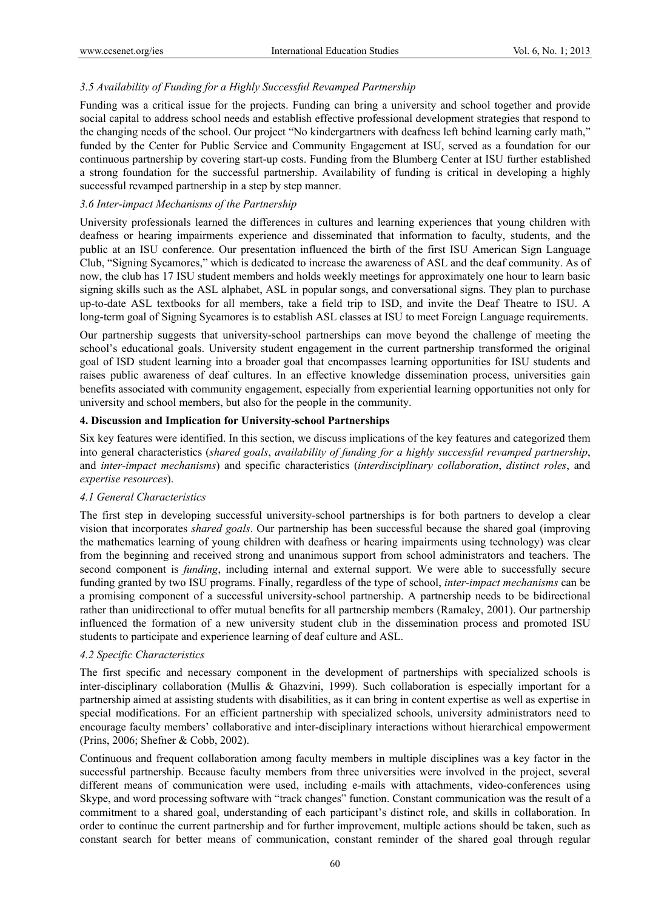### *3.5 Availability of Funding for a Highly Successful Revamped Partnership*

Funding was a critical issue for the projects. Funding can bring a university and school together and provide social capital to address school needs and establish effective professional development strategies that respond to the changing needs of the school. Our project "No kindergartners with deafness left behind learning early math," funded by the Center for Public Service and Community Engagement at ISU, served as a foundation for our continuous partnership by covering start-up costs. Funding from the Blumberg Center at ISU further established a strong foundation for the successful partnership. Availability of funding is critical in developing a highly successful revamped partnership in a step by step manner.

### *3.6 Inter-impact Mechanisms of the Partnership*

University professionals learned the differences in cultures and learning experiences that young children with deafness or hearing impairments experience and disseminated that information to faculty, students, and the public at an ISU conference. Our presentation influenced the birth of the first ISU American Sign Language Club, "Signing Sycamores," which is dedicated to increase the awareness of ASL and the deaf community. As of now, the club has 17 ISU student members and holds weekly meetings for approximately one hour to learn basic signing skills such as the ASL alphabet, ASL in popular songs, and conversational signs. They plan to purchase up-to-date ASL textbooks for all members, take a field trip to ISD, and invite the Deaf Theatre to ISU. A long-term goal of Signing Sycamores is to establish ASL classes at ISU to meet Foreign Language requirements.

Our partnership suggests that university-school partnerships can move beyond the challenge of meeting the school's educational goals. University student engagement in the current partnership transformed the original goal of ISD student learning into a broader goal that encompasses learning opportunities for ISU students and raises public awareness of deaf cultures. In an effective knowledge dissemination process, universities gain benefits associated with community engagement, especially from experiential learning opportunities not only for university and school members, but also for the people in the community.

## **4. Discussion and Implication for University-school Partnerships**

Six key features were identified. In this section, we discuss implications of the key features and categorized them into general characteristics (*shared goals*, *availability of funding for a highly successful revamped partnership*, and *inter-impact mechanisms*) and specific characteristics (*interdisciplinary collaboration*, *distinct roles*, and *expertise resources*).

### *4.1 General Characteristics*

The first step in developing successful university-school partnerships is for both partners to develop a clear vision that incorporates *shared goals*. Our partnership has been successful because the shared goal (improving the mathematics learning of young children with deafness or hearing impairments using technology) was clear from the beginning and received strong and unanimous support from school administrators and teachers. The second component is *funding*, including internal and external support. We were able to successfully secure funding granted by two ISU programs. Finally, regardless of the type of school, *inter-impact mechanisms* can be a promising component of a successful university-school partnership. A partnership needs to be bidirectional rather than unidirectional to offer mutual benefits for all partnership members (Ramaley, 2001). Our partnership influenced the formation of a new university student club in the dissemination process and promoted ISU students to participate and experience learning of deaf culture and ASL.

### *4.2 Specific Characteristics*

The first specific and necessary component in the development of partnerships with specialized schools is inter-disciplinary collaboration (Mullis & Ghazvini, 1999). Such collaboration is especially important for a partnership aimed at assisting students with disabilities, as it can bring in content expertise as well as expertise in special modifications. For an efficient partnership with specialized schools, university administrators need to encourage faculty members' collaborative and inter-disciplinary interactions without hierarchical empowerment (Prins, 2006; Shefner & Cobb, 2002).

Continuous and frequent collaboration among faculty members in multiple disciplines was a key factor in the successful partnership. Because faculty members from three universities were involved in the project, several different means of communication were used, including e-mails with attachments, video-conferences using Skype, and word processing software with "track changes" function. Constant communication was the result of a commitment to a shared goal, understanding of each participant's distinct role, and skills in collaboration. In order to continue the current partnership and for further improvement, multiple actions should be taken, such as constant search for better means of communication, constant reminder of the shared goal through regular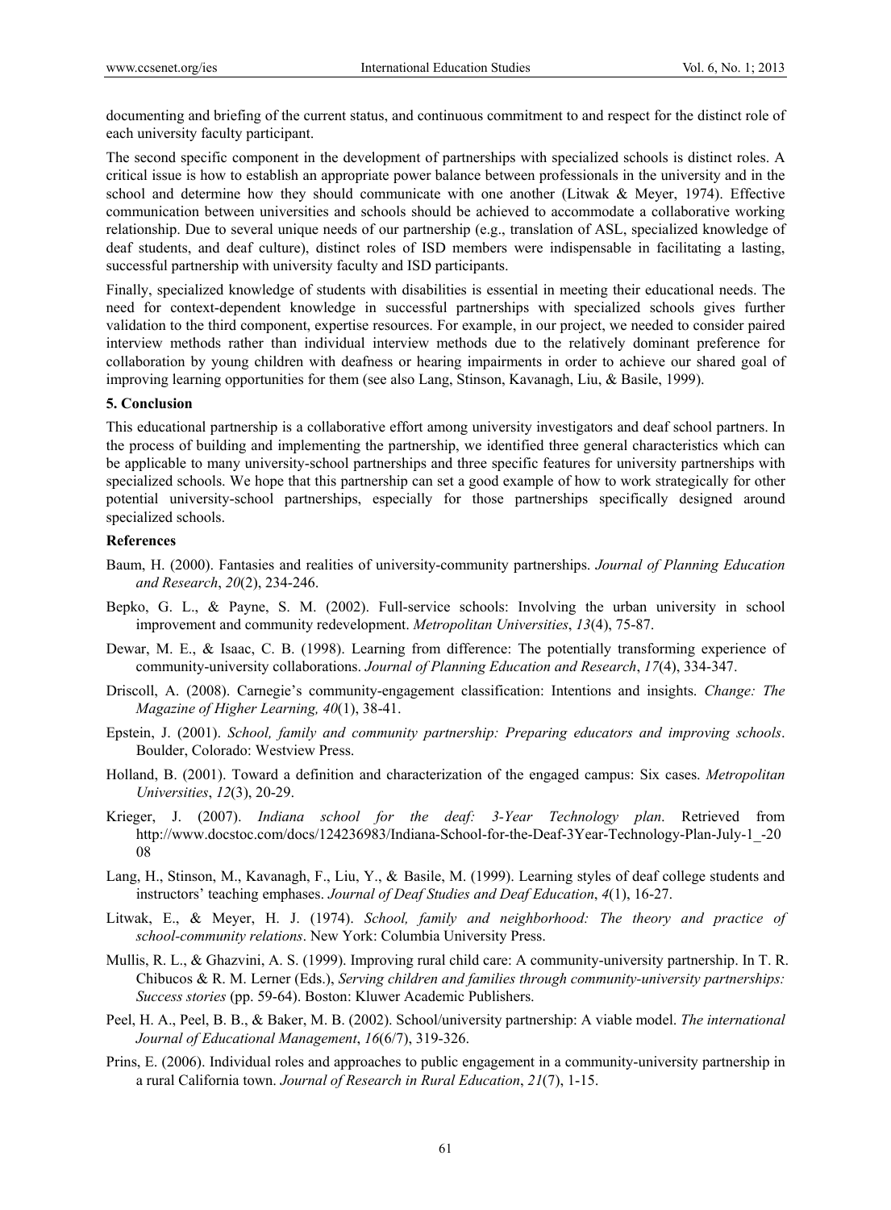documenting and briefing of the current status, and continuous commitment to and respect for the distinct role of each university faculty participant.

The second specific component in the development of partnerships with specialized schools is distinct roles. A critical issue is how to establish an appropriate power balance between professionals in the university and in the school and determine how they should communicate with one another (Litwak & Meyer, 1974). Effective communication between universities and schools should be achieved to accommodate a collaborative working relationship. Due to several unique needs of our partnership (e.g., translation of ASL, specialized knowledge of deaf students, and deaf culture), distinct roles of ISD members were indispensable in facilitating a lasting, successful partnership with university faculty and ISD participants.

Finally, specialized knowledge of students with disabilities is essential in meeting their educational needs. The need for context-dependent knowledge in successful partnerships with specialized schools gives further validation to the third component, expertise resources. For example, in our project, we needed to consider paired interview methods rather than individual interview methods due to the relatively dominant preference for collaboration by young children with deafness or hearing impairments in order to achieve our shared goal of improving learning opportunities for them (see also Lang, Stinson, Kavanagh, Liu, & Basile, 1999).

## 5. Conclusion

This educational partnership is a collaborative effort among university investigators and deaf school partners. In the process of building and implementing the partnership, we identified three general characteristics which can be applicable to many university-school partnerships and three specific features for university partnerships with specialized schools. We hope that this partnership can set a good example of how to work strategically for other potential university-school partnerships, especially for those partnerships specifically designed around specialized schools.

## References

Baum, H. (2000). Fantasies and realities of university-community partnerships. *Journal of Planning Education and Research*, *20*(2), 234-246.

Bepko, G. L., & Payne, S. M. (2002). Full-service schools: Involving the urban university in school improvement and community redevelopment. *Metropolitan Universities*, *13*(4), 75-87.

Dewar, M. E., & Isaac, C. B. (1998). Learning from difference: The potentially transforming experience of community-university collaborations. *Journal of Planning Education and Research*, *17*(4), 334-347.

Driscoll, A. (2008). Carnegie's community-engagement classification: Intentions and insights. *Change: The Magazine of Higher Learning, 40*(1), 38-41.

Epstein, J. (2001). *School, family and community partnership: Preparing educators and improving schools*. Boulder, Colorado: Westview Press.

Holland, B. (2001). Toward a definition and characterization of the engaged campus: Six cases. *Metropolitan Universities*, *12*(3), 20-29.

Krieger, J. (2007). *Indiana school for the deaf: 3-Year Technology plan*. Retrieved from http://www.docstoc.com/docs/124236983/Indiana-School-for-the-Deaf-3Year-Technology-Plan-July-1_-2008

Lang, H., Stinson, M., Kavanagh, F., Liu, Y., & Basile, M. (1999). Learning styles of deaf college students and instructors' teaching emphases. *Journal of Deaf Studies and Deaf Education*, *4*(1), 16-27.

Litwak, E., & Meyer, H. J. (1974). *School, family and neighborhood: The theory and practice of school-community relations*. New York: Columbia University Press.

Mullis, R. L., & Ghazvini, A. S. (1999). Improving rural child care: A community-university partnership. In T. R. Chibucos & R. M. Lerner (Eds.), *Serving children and families through community-university partnerships: Success stories* (pp. 59-64). Boston: Kluwer Academic Publishers.

Peel, H. A., Peel, B. B., & Baker, M. B. (2002). School/university partnership: A viable model. *The international Journal of Educational Management*, *16*(6/7), 319-326.

Prins, E. (2006). Individual roles and approaches to public engagement in a community-university partnership in a rural California town. *Journal of Research in Rural Education*, *21*(7), 1-15.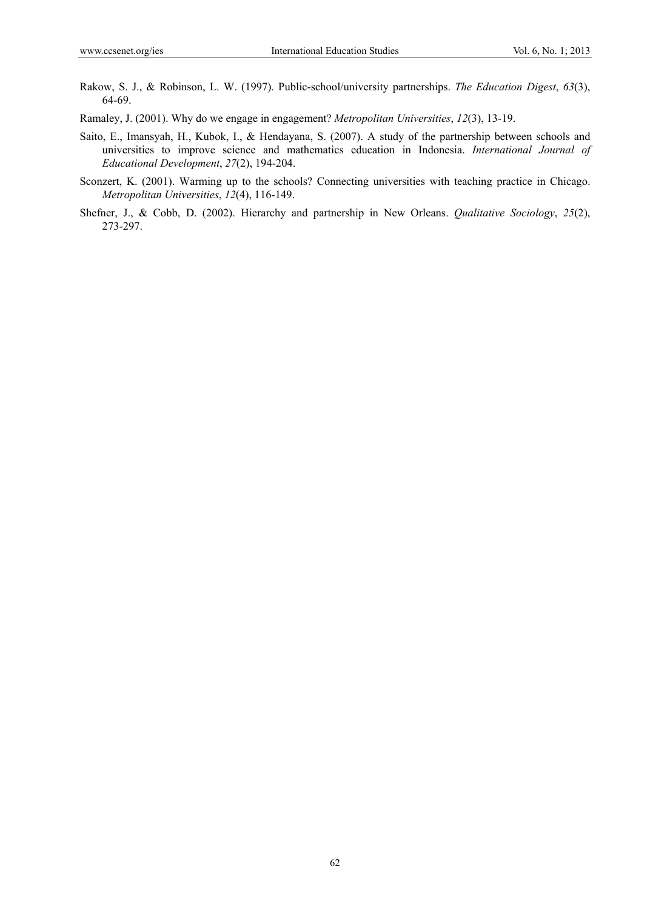Rakow, S. J., & Robinson, L. W. (1997). Public-school/university partnerships. *The Education Digest*, *63*(3), 64-69.

Ramaley, J. (2001). Why do we engage in engagement? *Metropolitan Universities*, *12*(3), 13-19.

Saito, E., Imansyah, H., Kubok, I., & Hendayana, S. (2007). A study of the partnership between schools and universities to improve science and mathematics education in Indonesia. *International Journal of Educational Development*, *27*(2), 194-204.

Sconzert, K. (2001). Warming up to the schools? Connecting universities with teaching practice in Chicago. *Metropolitan Universities*, *12*(4), 116-149.

Shefner, J., & Cobb, D. (2002). Hierarchy and partnership in New Orleans. *Qualitative Sociology*, *25*(2), 273-297.